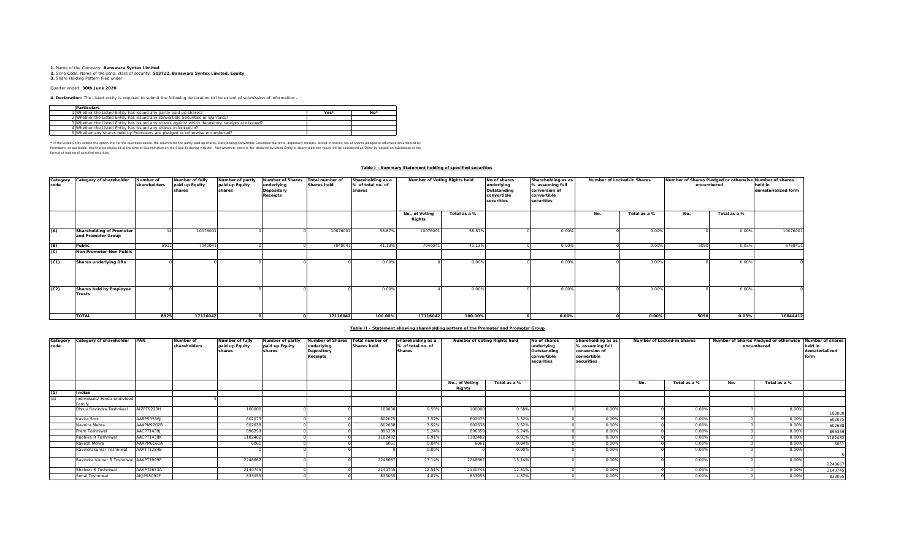**1.** Name of the Company: **Banswara Syntex Limited**
**2.** Scrip Code, Name of the scrip, class of security: **503722, Banswara Syntex Limited, Equity**
**3.** Share Holding Pattern filed under:

Quarter ended: **30th June 2020**

**4. Declaration:** The Listed entity is required to submit the following declaration to the extent of submission of information:-

| | Particulars | Yes* | No* |
|---|---|---|---|
| 1 | Whether the Listed Entity has issued any partly paid up shares? | | |
| 2 | Whether the Listed Entity has issued any convertible Securities or Warrants? | | |
| 3 | Whether the Listed Entity has issued any shares against which depository receipts are issued? | | |
| 4 | Whether the Listed Entity has issued any shares in locked-in? | | |
| 5 | Whether any shares held by Promoters are pledged or otherwise encumbered? | | |

* If the Listed Entity selects the option 'No' for the questions above, the columns for the partly paid up shares, Outstanding Convertible Securities/Warrants, depository receipts, locked-in shares, No. of shares pledged or otherwise encumbered by Promoters, as applicable, shall not be displayed at the time of dissemination on the Stock Exchange website. Also wherever there is 'No' declared by Listed Entity in above table the values will be considered as 'Zero' by default on submission of the format of holding of specified securities.

## Table I - Summary Statement holding of specified securities

| Category code | Category of shareholder | Number of shareholders | Number of fully paid up Equity shares | Number of partly paid up Equity shares | Number of Shares underlying Depository Receipts | Total number of Shares held | Shareholding as a % of total no. of Shares | Number of Voting Rights held | | No of shares underlying Outstanding convertible securities | Shareholding as as % assuming full conversion of convertible securities | Number of Locked-in Shares | | Number of Shares Pledged or otherwise encumbered | | Number of shares held in dematerialized form |
|---|---|---|---|---|---|---|---|---|---|---|---|---|---|---|---|---|
| | | | | | | | | No., of Voting Rights | Total as a % | | | No. | Total as a % | No. | Total as a % | |
| (A) | Shareholding of Promoter and Promoter Group | 14 | 10076001 | 0 | 0 | 10076001 | 58.87% | 10076001 | 58.87% | 0 | 0.00% | 0 | 0.00% | 0 | 0.00% | 10076001 |
| (B) | Public | 8911 | 7040041 | 0 | 0 | 7040041 | 41.13% | 7040041 | 41.13% | 0 | 0.00% | 0 | 0.00% | 5050 | 0.03% | 6768411 |
| (C) | Non Promoter-Non Public | | | | | | | | | | | | | | | |
| (C1) | Shares underlying DRs | 0 | 0 | 0 | 0 | 0 | 0.00% | 0 | 0.00% | 0 | 0.00% | 0 | 0.00% | 0 | 0.00% | 0 |
| (C2) | Shares held by Employee Trusts | 0 | 0 | 0 | 0 | 0 | 0.00% | 0 | 0.00% | 0 | 0.00% | 0 | 0.00% | 0 | 0.00% | 0 |
| | **TOTAL** | **8925** | **17116042** | **0** | **0** | **17116042** | **100.00%** | **17116042** | **100.00%** | **0** | **0.00%** | **0** | **0.00%** | **5050** | **0.03%** | **16844412** |

## Table II - Statement showing shareholding pattern of the Promoter and Promoter Group

| Category code | Category of shareholder | PAN | Number of shareholders | Number of fully paid up Equity shares | Number of partly paid up Equity shares | Number of Shares underlying Depository Receipts | Total number of Shares held | Shareholding as a % of total no. of Shares | Number of Voting Rights held | | No of shares underlying Outstanding convertible securities | Shareholding as as % assuming full conversion of convertible securities | Number of Locked-in Shares | | Number of Shares Pledged or otherwise encumbered | | Number of shares held in dematerialized form |
|---|---|---|---|---|---|---|---|---|---|---|---|---|---|---|---|---|---|
| | | | | | | | | | No., of Voting Rights | Total as a % | | | No. | Total as a % | No. | Total as a % | |
| (1) | Indian | | | | | | | | | | | | | | | | |
| (a) | Individuals/ Hindu Undivided Family | | 9 | | | | | | | | | | | | | | |
| | Dhruv Ravindra Toshniwal | AIZPT9223H | | 100000 | 0 | 0 | 100000 | 0.58% | 100000 | 0.58% | 0 | 0.00% | 0 | 0.00% | 0 | 0.00% | 100000 |
| | Kavita Soni | AABPS3556J | | 602075 | 0 | 0 | 602075 | 3.52% | 602075 | 3.52% | 0 | 0.00% | 0 | 0.00% | 0 | 0.00% | 602075 |
| | Navnita Mehra | AAAPM9702B | | 602638 | 0 | 0 | 602638 | 3.52% | 602638 | 3.52% | 0 | 0.00% | 0 | 0.00% | 0 | 0.00% | 602638 |
| | Prem Toshniwal | AACPT1439J | | 896359 | 0 | 0 | 896359 | 5.24% | 896359 | 5.24% | 0 | 0.00% | 0 | 0.00% | 0 | 0.00% | 896359 |
| | Radhika R Toshniwal | AACPT1438K | | 1182482 | 0 | 0 | 1182482 | 6.91% | 1182482 | 6.91% | 0 | 0.00% | 0 | 0.00% | 0 | 0.00% | 1182482 |
| | Rakesh Mehra | AAAPM6161A | | 6061 | 0 | 0 | 6061 | 0.04% | 6061 | 0.04% | 0 | 0.00% | 0 | 0.00% | 0 | 0.00% | 6061 |
| | Ravindrakumar Toshniwal | AAATT1284B | | 0 | 0 | 0 | 0 | 0.00% | 0 | 0.00% | 0 | 0.00% | 0 | 0.00% | 0 | 0.00% | 0 |
| | Ravindra Kumar R Toshniwal | AAAPT1909P | | 2248667 | 0 | 0 | 2248667 | 13.14% | 2248667 | 13.14% | 0 | 0.00% | 0 | 0.00% | 0 | 0.00% | 2248667 |
| | Shaleen R Toshniwal | AAAPT2673A | | 2140745 | 0 | 0 | 2140745 | 12.51% | 2140745 | 12.51% | 0 | 0.00% | 0 | 0.00% | 0 | 0.00% | 2140745 |
| | Sonal Toshniwal | AKJPS5092F | | 833055 | 0 | 0 | 833055 | 4.87% | 833055 | 4.87% | 0 | 0.00% | 0 | 0.00% | 0 | 0.00% | 833055 |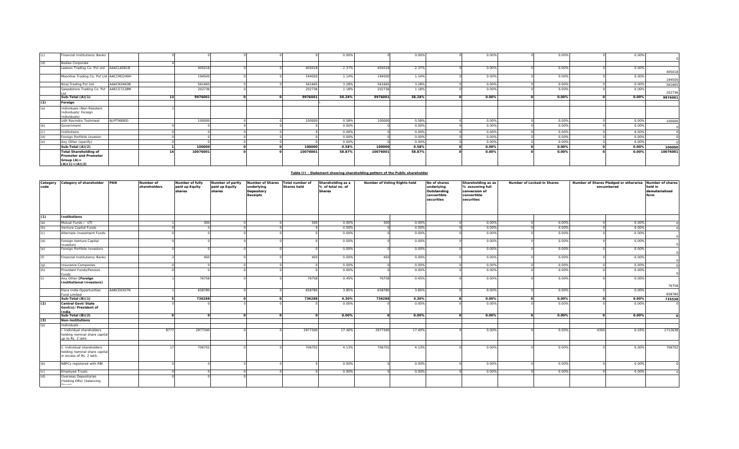| (c) | Financial Institutions/ Banks | | 0 | 0 | 0 | 0 | 0 | 0.00% | 0 | 0.00% | 0 | 0.00% | 0 | 0.00% | 0 | 0.00% | 0 |
|---|---|---|---|---|---|---|---|---|---|---|---|---|---|---|---|---|---|
| (d) | Bodies Corporate | | 4 | | | | | | | | | | | | | | |
| | Lawson Trading Co. Pvt Ltd | AAACL6061B | | 405018 | 0 | 0 | 405018 | 2.37% | 405018 | 2.37% | 0 | 0.00% | 0 | 0.00% | 0 | 0.00% | 405018 |
| | Moonfine Trading Co. Pvt Ltd | AACCM2240H | | 194500 | 0 | 0 | 194500 | 1.14% | 194500 | 1.14% | 0 | 0.00% | 0 | 0.00% | 0 | 0.00% | 194500 |
| | Niral Trading Pvt Ltd | AAACN3463B | | 561665 | 0 | 0 | 561665 | 3.28% | 561665 | 3.28% | 0 | 0.00% | 0 | 0.00% | 0 | 0.00% | 561665 |
| | Speedshore Trading Co. Pvt Ltd | AAECS7228M | | 202736 | 0 | | 202736 | 1.18% | 202736 | 1.18% | 0 | 0.00% | 0 | 0.00% | 0 | 0.00% | 202736 |
| | **Sub-Total (A)(1)** | | **13** | **9976001** | **0** | **0** | **9976001** | **58.28%** | **9976001** | **58.28%** | **0** | **0.00%** | **0** | **0.00%** | **0** | **0.00%** | **9976001** |
| **(2)** | **Foreign** | | | | | | | | | | | | | | | | |
| (a) | Individuals (Non-Resident Individuals/ Foreign Individuals) | | 1 | | | | | | | | | | | | | | |
| | Udit Ravindra Toshniwal | AJIPT4880G | | 100000 | 0 | 0 | 100000 | 0.58% | 100000 | 0.58% | 0 | 0.00% | 0 | 0.00% | 0 | 0.00% | 100000 |
| (b) | Government | | 0 | 0 | 0 | 0 | 0 | 0.00% | 0 | 0.00% | 0 | 0.00% | 0 | 0.00% | 0 | 0.00% | 0 |
| (c) | Institutions | | 0 | 0 | 0 | 0 | 0 | 0.00% | 0 | 0.00% | 0 | 0.00% | 0 | 0.00% | 0 | 0.00% | 0 |
| (d) | Foreign Portfolio Investor | | 0 | 0 | 0 | 0 | 0 | 0.00% | 0 | 0.00% | 0 | 0.00% | 0 | 0.00% | 0 | 0.00% | 0 |
| (e) | Any Other (specify) | | 0 | 0 | 0 | 0 | 0 | 0.00% | 0 | 0.00% | 0 | 0.00% | 0 | 0.00% | 0 | 0.00% | 0 |
| | **Sub-Total (A)(2)** | | **1** | **100000** | **0** | **0** | **100000** | **0.58%** | **100000** | **0.58%** | **0** | **0.00%** | **0** | **0.00%** | **0** | **0.00%** | **100000** |
| | **Total Shareholding of Promoter and Promoter Group (A)= (A)(1)+(A)(2)** | | **14** | **10076001** | **0** | **0** | **10076001** | **58.87%** | **10076001** | **58.87%** | **0** | **0.00%** | **0** | **0.00%** | **0** | **0.00%** | **10076001** |

**Table III - Statement showing shareholding pattern of the Public shareholder**

| Category code | Category of shareholder | PAN | Number of shareholders | Number of fully paid up Equity shares | Number of partly paid up Equity shares | Number of Shares underlying Depository Receipts | Total number of Shares held | Shareholding as a % of total no. of Shares | Number of Voting Rights held | | No of shares underlying Outstanding convertible securities | Shareholding as as % assuming full conversion of convertible securities | Number of Locked-in Shares | | Number of Shares Pledged or otherwise encumbered | | Number of shares held in dematerialized form |
|---|---|---|---|---|---|---|---|---|---|---|---|---|---|---|---|---|---|
| **(1)** | **Institutions** | | | | | | | | | | | | | | | | |
| (a) | Mutual Funds / UTI | | 1 | 300 | 0 | 0 | 300 | 0.00% | 300 | 0.00% | 0 | 0.00% | 0 | 0.00% | 0 | 0.00% | 0 |
| (b) | Venture Capital Funds | | 0 | 0 | 0 | 0 | 0 | 0.00% | 0 | 0.00% | 0 | 0.00% | 0 | 0.00% | 0 | 0.00% | 0 |
| (c) | Alternate Investment Funds | | 0 | 0 | 0 | 0 | 0 | 0.00% | 0 | 0.00% | 0 | 0.00% | 0 | 0.00% | 0 | 0.00% | 0 |
| (d) | Foreign Venture Capital Investors | | 0 | 0 | 0 | 0 | 0 | 0.00% | 0 | 0.00% | 0 | 0.00% | 0 | 0.00% | 0 | 0.00% | 0 |
| (e) | Foreign Portfolio Investors | | 0 | 0 | 0 | 0 | 0 | 0.00% | 0 | 0.00% | 0 | 0.00% | 0 | 0.00% | 0 | 0.00% | 0 |
| (f) | Financial Institutions/ Banks | | 2 | 450 | 0 | 0 | 450 | 0.00% | 450 | 0.00% | 0 | 0.00% | 0 | 0.00% | 0 | 0.00% | 0 |
| (g) | Insurance Companies | | 0 | 0 | 0 | 0 | 0 | 0.00% | 0 | 0.00% | 0 | 0.00% | 0 | 0.00% | 0 | 0.00% | 0 |
| (h) | Provident Funds/Pension Funds | | 0 | 0 | 0 | 0 | 0 | 0.00% | 0 | 0.00% | 0 | 0.00% | 0 | 0.00% | 0 | 0.00% | 0 |
| (i) | Any Other **(Foreign Institutional Investors)** | | 1 | 76758 | 0 | 0 | 76758 | 0.45% | 76758 | 0.45% | 0 | 0.00% | 0 | 0.00% | 0 | 0.00% | 76758 |
| | Elara India Opportunities Fund Limited | AABCE6307N | 1 | 658780 | 0 | 0 | 658780 | 3.85% | 658780 | 3.85% | 0 | 0.00% | 0 | 0.00% | 0 | 0.00% | 658780 |
| | **Sub-Total (B)(1)** | | **5** | **736288** | **0** | **0** | **736288** | **4.30%** | **736288** | **4.30%** | **0** | **0.00%** | **0** | **0.00%** | **0** | **0.00%** | **735538** |
| **(2)** | **Central Govt/State Govt(s)/President of India** | | 0 | 0 | 0 | 0 | 0 | 0.00% | 0 | 0.00% | 0 | 0.00% | 0 | 0.00% | 0 | 0.00% | 0 |
| | **Sub-Total (B)(2)** | | **0** | **0** | **0** | **0** | **0** | **0.00%** | **0** | **0.00%** | **0** | **0.00%** | **0** | **0.00%** | **0** | **0.00%** | **0** |
| **(3)** | **Non-institutions** | | | | | | | | | | | | | | | | |
| (a) | Individuals - | | | | | | | | | | | | | | | | |
| | i. Individual shareholders holding nominal share capital up to Rs. 2 lakh. | | 8777 | 2977340 | 0 | 0 | 2977340 | 17.40% | 2977340 | 17.40% | 0 | 0.00% | 0 | 0.00% | 4350 | 0.03% | 2712638 |
| | ii. Individual shareholders holding nominal share capital in excess of Rs. 2 lakh. | | 17 | 706702 | 0 | 0 | 706702 | 4.13% | 706702 | 4.13% | 0 | 0.00% | 0 | 0.00% | 0 | 0.00% | 706702 |
| (b) | NBFCs registered with RBI | | 0 | 0 | 0 | 0 | 0 | 0.00% | 0 | 0.00% | 0 | 0.00% | 0 | 0.00% | 0 | 0.00% | 0 |
| (c) | Employee Trusts | | 0 | 0 | 0 | 0 | 0 | 0.00% | 0 | 0.00% | 0 | 0.00% | 0 | 0.00% | 0 | 0.00% | 0 |
| (d) | Overseas Depositories (holding DRs) (balancing figure) | | 0 | 0 | 0 | | | | | | | | | | | | |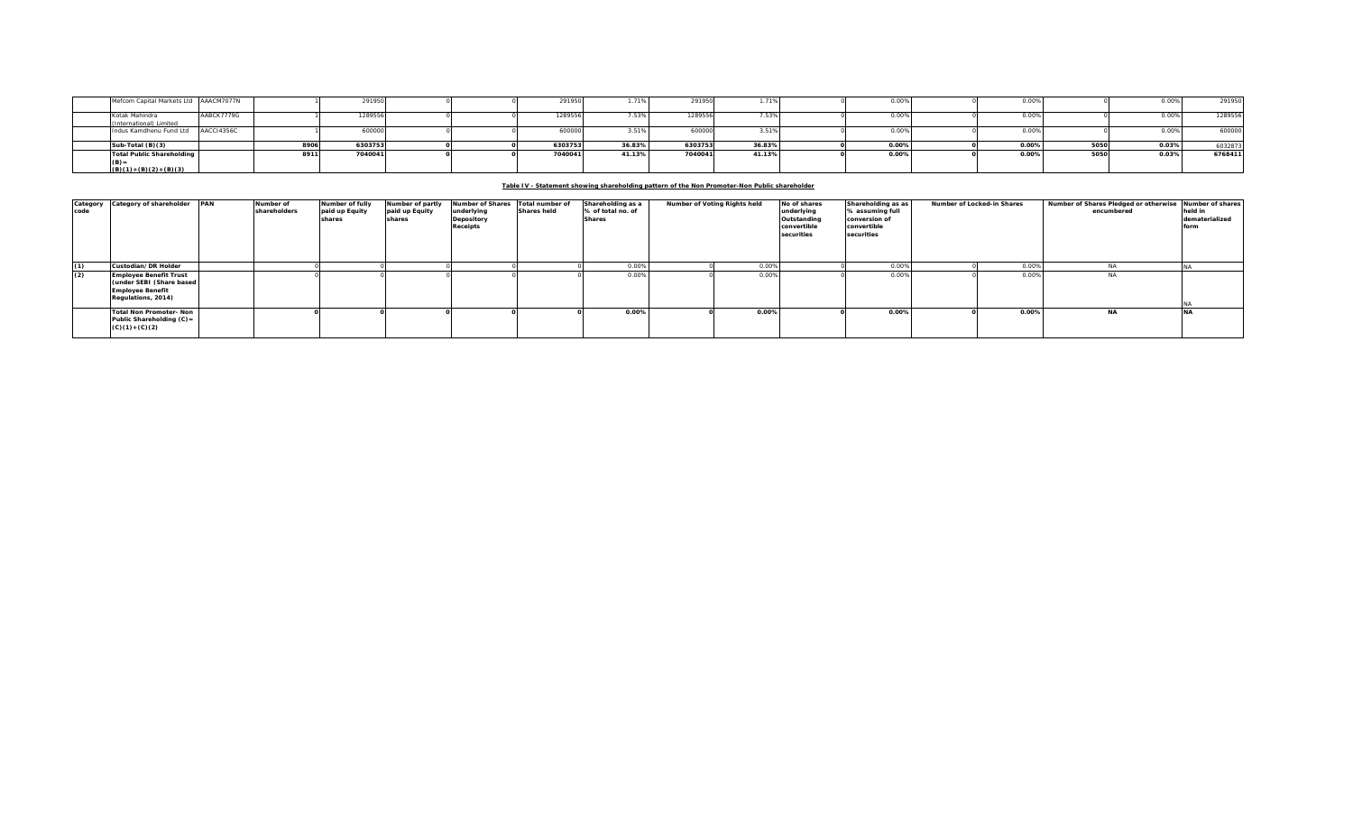| | | | | | | | | | | | | | | | | | |
|---|---|---|---|---|---|---|---|---|---|---|---|---|---|---|---|---|---|
| | Mefcom Capital Markets Ltd | AAACM7077N | 1 | 291950 | 0 | 0 | 291950 | 1.71% | 291950 | 1.71% | 0 | 0.00% | 0 | 0.00% | 0 | 0.00% | 291950 |
| | Kotak Mahindra (International) Limited | AABCK7779G | 1 | 1289556 | 0 | 0 | 1289556 | 7.53% | 1289556 | 7.53% | 0 | 0.00% | 0 | 0.00% | 0 | 0.00% | 1289556 |
| | Indus Kamdhenu Fund Ltd | AACCI4356C | 1 | 600000 | 0 | 0 | 600000 | 3.51% | 600000 | 3.51% | 0 | 0.00% | 0 | 0.00% | 0 | 0.00% | 600000 |
| | **Sub-Total (B)(3)** | | **8906** | **6303753** | **0** | **0** | **6303753** | **36.83%** | **6303753** | **36.83%** | **0** | **0.00%** | **0** | **0.00%** | **5050** | **0.03%** | 6032873 |
| | **Total Public Shareholding (B)= (B)(1)+(B)(2)+(B)(3)** | | **8911** | **7040041** | **0** | **0** | **7040041** | **41.13%** | **7040041** | **41.13%** | **0** | **0.00%** | **0** | **0.00%** | **5050** | **0.03%** | **6768411** |

**Table IV - Statement showing shareholding pattern of the Non Promoter-Non Public shareholder**

| Category code | Category of shareholder | PAN | Number of shareholders | Number of fully paid up Equity shares | Number of partly paid up Equity shares | Number of Shares underlying Depository Receipts | Total number of Shares held | Shareholding as a % of total no. of Shares | Number of Voting Rights held | | No of shares underlying Outstanding convertible securities | Shareholding as as % assuming full conversion of convertible securities | Number of Locked-in Shares | | Number of Shares Pledged or otherwise encumbered | Number of shares held in dematerialized form |
|---|---|---|---|---|---|---|---|---|---|---|---|---|---|---|---|---|
| (1) | Custodian/DR Holder | | 0 | 0 | 0 | 0 | 0 | 0.00% | 0 | 0.00% | 0 | 0.00% | 0 | 0.00% | NA | NA |
| (2) | **Employee Benefit Trust (under SEBI (Share based Employee Benefit Regulations, 2014)** | | 0 | 0 | 0 | 0 | 0 | 0.00% | 0 | 0.00% | 0 | 0.00% | 0 | 0.00% | NA | NA |
| | **Total Non Promoter- Non Public Shareholding (C)= (C)(1)+(C)(2)** | | **0** | **0** | **0** | **0** | **0** | **0.00%** | **0** | **0.00%** | **0** | **0.00%** | **0** | **0.00%** | **NA** | **NA** |